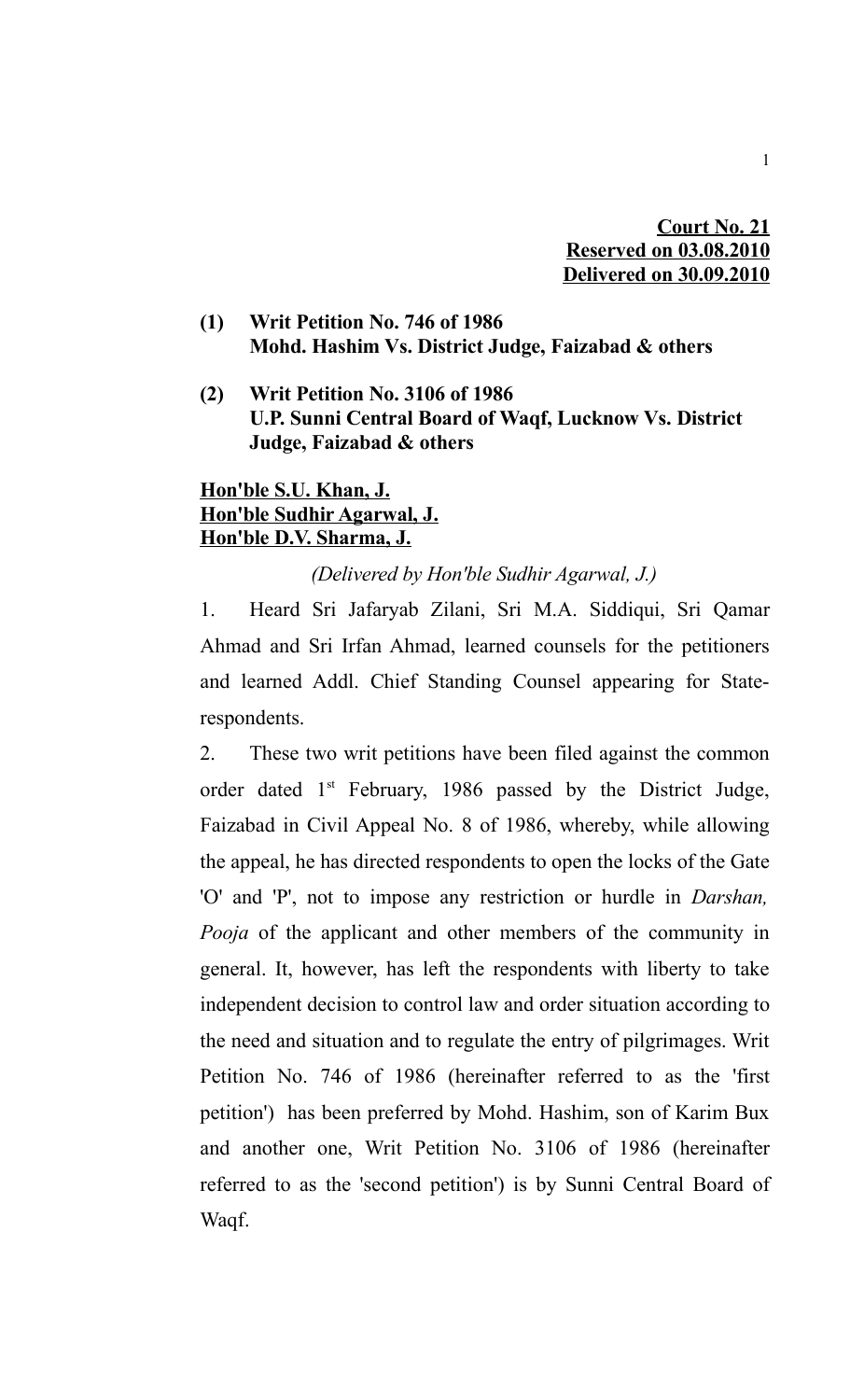**Court No. 21**
**Reserved on 03.08.2010**
**Delivered on 30.09.2010**

**(1) Writ Petition No. 746 of 1986**
**Mohd. Hashim Vs. District Judge, Faizabad & others**

**(2) Writ Petition No. 3106 of 1986**
**U.P. Sunni Central Board of Waqf, Lucknow Vs. District Judge, Faizabad & others**

**Hon'ble S.U. Khan, J.**
**Hon'ble Sudhir Agarwal, J.**
**Hon'ble D.V. Sharma, J.**

*(Delivered by Hon'ble Sudhir Agarwal, J.)*

1. Heard Sri Jafaryab Zilani, Sri M.A. Siddiqui, Sri Qamar Ahmad and Sri Irfan Ahmad, learned counsels for the petitioners and learned Addl. Chief Standing Counsel appearing for State-respondents.

2. These two writ petitions have been filed against the common order dated 1st February, 1986 passed by the District Judge, Faizabad in Civil Appeal No. 8 of 1986, whereby, while allowing the appeal, he has directed respondents to open the locks of the Gate 'O' and 'P', not to impose any restriction or hurdle in *Darshan, Pooja* of the applicant and other members of the community in general. It, however, has left the respondents with liberty to take independent decision to control law and order situation according to the need and situation and to regulate the entry of pilgrimages. Writ Petition No. 746 of 1986 (hereinafter referred to as the 'first petition') has been preferred by Mohd. Hashim, son of Karim Bux and another one, Writ Petition No. 3106 of 1986 (hereinafter referred to as the 'second petition') is by Sunni Central Board of Waqf.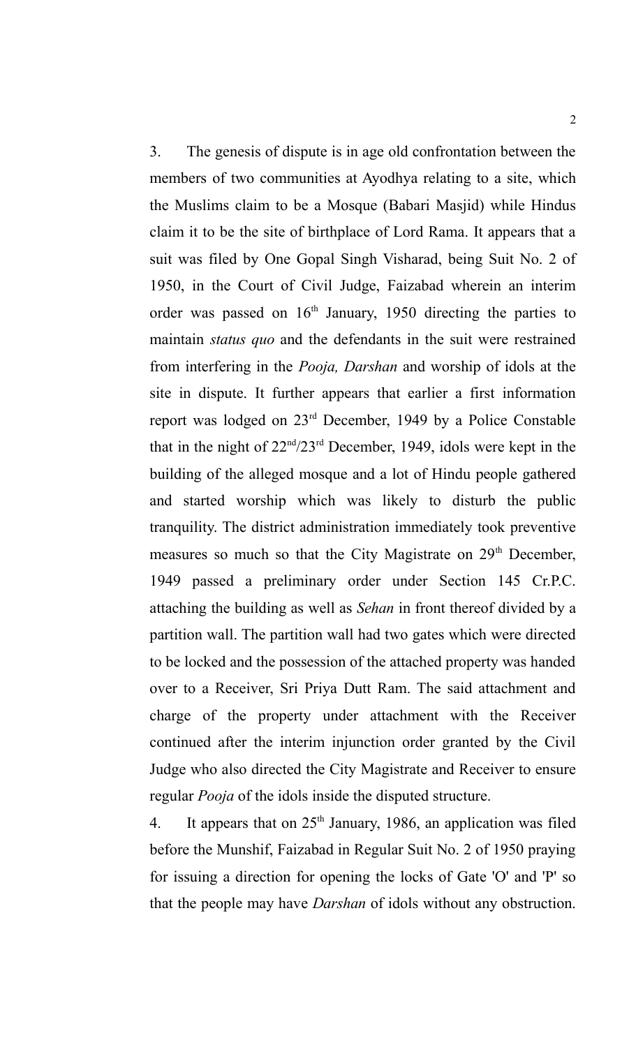3. The genesis of dispute is in age old confrontation between the members of two communities at Ayodhya relating to a site, which the Muslims claim to be a Mosque (Babari Masjid) while Hindus claim it to be the site of birthplace of Lord Rama. It appears that a suit was filed by One Gopal Singh Visharad, being Suit No. 2 of 1950, in the Court of Civil Judge, Faizabad wherein an interim order was passed on 16th January, 1950 directing the parties to maintain *status quo* and the defendants in the suit were restrained from interfering in the *Pooja, Darshan* and worship of idols at the site in dispute. It further appears that earlier a first information report was lodged on 23rd December, 1949 by a Police Constable that in the night of 22nd/23rd December, 1949, idols were kept in the building of the alleged mosque and a lot of Hindu people gathered and started worship which was likely to disturb the public tranquility. The district administration immediately took preventive measures so much so that the City Magistrate on 29th December, 1949 passed a preliminary order under Section 145 Cr.P.C. attaching the building as well as *Sehan* in front thereof divided by a partition wall. The partition wall had two gates which were directed to be locked and the possession of the attached property was handed over to a Receiver, Sri Priya Dutt Ram. The said attachment and charge of the property under attachment with the Receiver continued after the interim injunction order granted by the Civil Judge who also directed the City Magistrate and Receiver to ensure regular *Pooja* of the idols inside the disputed structure.

4. It appears that on 25th January, 1986, an application was filed before the Munshif, Faizabad in Regular Suit No. 2 of 1950 praying for issuing a direction for opening the locks of Gate 'O' and 'P' so that the people may have *Darshan* of idols without any obstruction.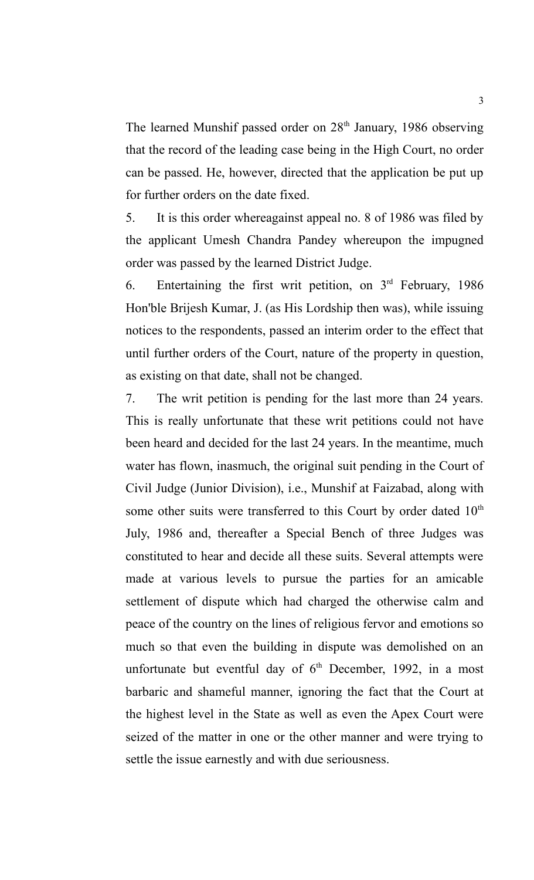The learned Munshif passed order on 28th January, 1986 observing that the record of the leading case being in the High Court, no order can be passed. He, however, directed that the application be put up for further orders on the date fixed.

5. It is this order whereagainst appeal no. 8 of 1986 was filed by the applicant Umesh Chandra Pandey whereupon the impugned order was passed by the learned District Judge.

6. Entertaining the first writ petition, on 3rd February, 1986 Hon'ble Brijesh Kumar, J. (as His Lordship then was), while issuing notices to the respondents, passed an interim order to the effect that until further orders of the Court, nature of the property in question, as existing on that date, shall not be changed.

7. The writ petition is pending for the last more than 24 years. This is really unfortunate that these writ petitions could not have been heard and decided for the last 24 years. In the meantime, much water has flown, inasmuch, the original suit pending in the Court of Civil Judge (Junior Division), i.e., Munshif at Faizabad, along with some other suits were transferred to this Court by order dated 10th July, 1986 and, thereafter a Special Bench of three Judges was constituted to hear and decide all these suits. Several attempts were made at various levels to pursue the parties for an amicable settlement of dispute which had charged the otherwise calm and peace of the country on the lines of religious fervor and emotions so much so that even the building in dispute was demolished on an unfortunate but eventful day of 6th December, 1992, in a most barbaric and shameful manner, ignoring the fact that the Court at the highest level in the State as well as even the Apex Court were seized of the matter in one or the other manner and were trying to settle the issue earnestly and with due seriousness.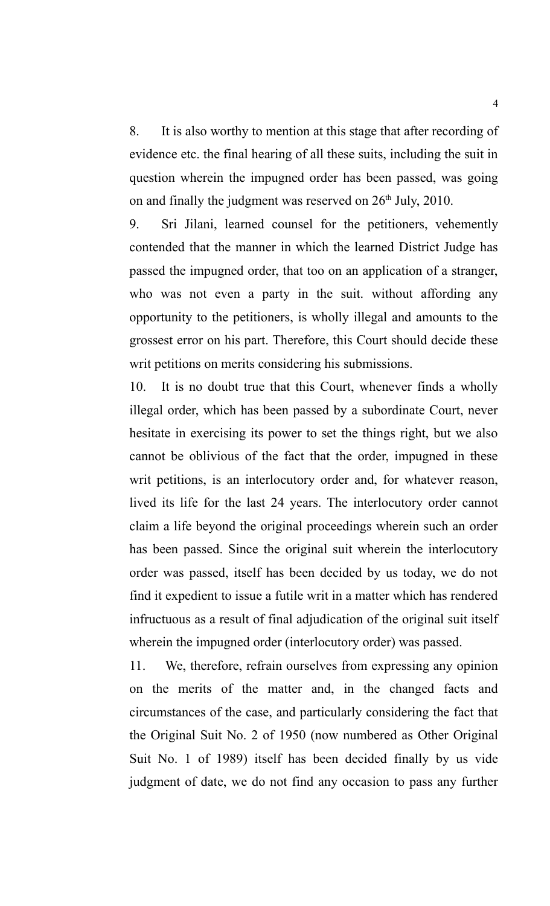8. It is also worthy to mention at this stage that after recording of evidence etc. the final hearing of all these suits, including the suit in question wherein the impugned order has been passed, was going on and finally the judgment was reserved on 26th July, 2010.

9. Sri Jilani, learned counsel for the petitioners, vehemently contended that the manner in which the learned District Judge has passed the impugned order, that too on an application of a stranger, who was not even a party in the suit. without affording any opportunity to the petitioners, is wholly illegal and amounts to the grossest error on his part. Therefore, this Court should decide these writ petitions on merits considering his submissions.

10. It is no doubt true that this Court, whenever finds a wholly illegal order, which has been passed by a subordinate Court, never hesitate in exercising its power to set the things right, but we also cannot be oblivious of the fact that the order, impugned in these writ petitions, is an interlocutory order and, for whatever reason, lived its life for the last 24 years. The interlocutory order cannot claim a life beyond the original proceedings wherein such an order has been passed. Since the original suit wherein the interlocutory order was passed, itself has been decided by us today, we do not find it expedient to issue a futile writ in a matter which has rendered infructuous as a result of final adjudication of the original suit itself wherein the impugned order (interlocutory order) was passed.

11. We, therefore, refrain ourselves from expressing any opinion on the merits of the matter and, in the changed facts and circumstances of the case, and particularly considering the fact that the Original Suit No. 2 of 1950 (now numbered as Other Original Suit No. 1 of 1989) itself has been decided finally by us vide judgment of date, we do not find any occasion to pass any further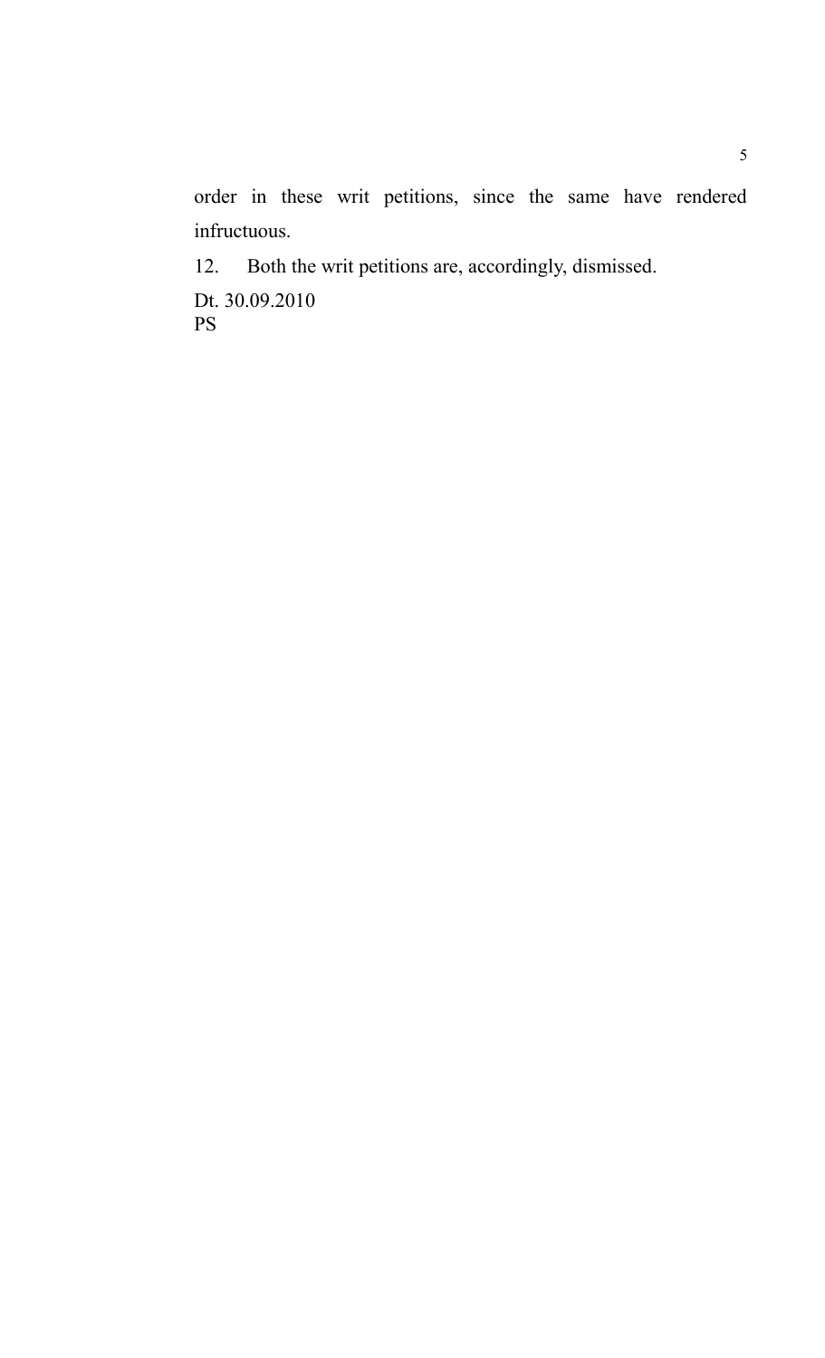order in these writ petitions, since the same have rendered infructuous.

12. Both the writ petitions are, accordingly, dismissed.

Dt. 30.09.2010
PS